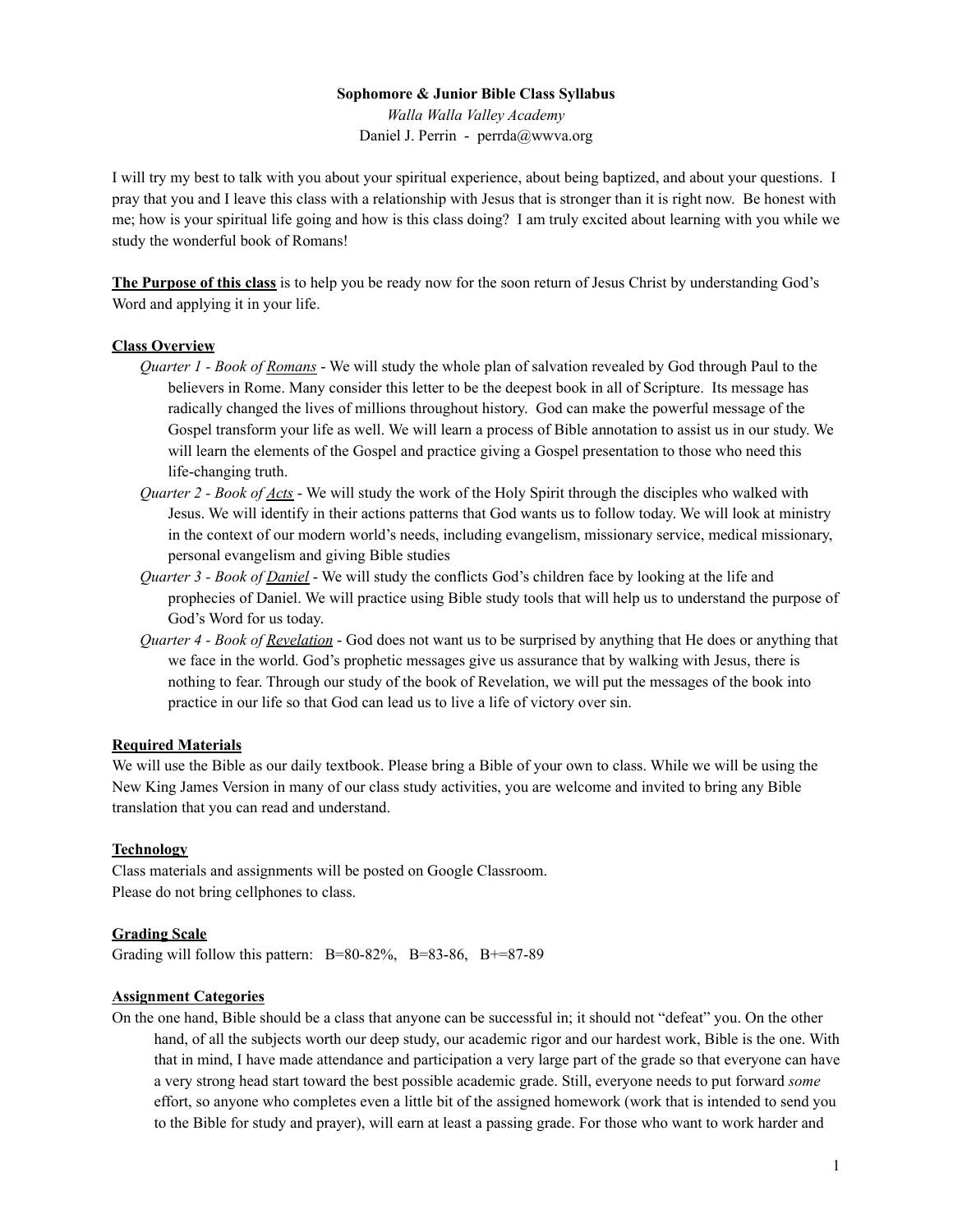**Sophomore & Junior Bible Class Syllabus**

*Walla Walla Valley Academy*

Daniel J. Perrin - perrda@wwva.org

I will try my best to talk with you about your spiritual experience, about being baptized, and about your questions. I pray that you and I leave this class with a relationship with Jesus that is stronger than it is right now. Be honest with me; how is your spiritual life going and how is this class doing? I am truly excited about learning with you while we study the wonderful book of Romans!

**The Purpose of this class** is to help you be ready now for the soon return of Jesus Christ by understanding God's Word and applying it in your life.

**Class Overview**

*Quarter 1 - Book of Romans* - We will study the whole plan of salvation revealed by God through Paul to the believers in Rome. Many consider this letter to be the deepest book in all of Scripture. Its message has radically changed the lives of millions throughout history. God can make the powerful message of the Gospel transform your life as well. We will learn a process of Bible annotation to assist us in our study. We will learn the elements of the Gospel and practice giving a Gospel presentation to those who need this life-changing truth.

*Quarter 2 - Book of Acts* - We will study the work of the Holy Spirit through the disciples who walked with Jesus. We will identify in their actions patterns that God wants us to follow today. We will look at ministry in the context of our modern world's needs, including evangelism, missionary service, medical missionary, personal evangelism and giving Bible studies

*Quarter 3 - Book of Daniel* - We will study the conflicts God's children face by looking at the life and prophecies of Daniel. We will practice using Bible study tools that will help us to understand the purpose of God's Word for us today.

*Quarter 4 - Book of Revelation* - God does not want us to be surprised by anything that He does or anything that we face in the world. God's prophetic messages give us assurance that by walking with Jesus, there is nothing to fear. Through our study of the book of Revelation, we will put the messages of the book into practice in our life so that God can lead us to live a life of victory over sin.

**Required Materials**

We will use the Bible as our daily textbook. Please bring a Bible of your own to class. While we will be using the New King James Version in many of our class study activities, you are welcome and invited to bring any Bible translation that you can read and understand.

**Technology**

Class materials and assignments will be posted on Google Classroom.
Please do not bring cellphones to class.

**Grading Scale**

Grading will follow this pattern: B=80-82%, B=83-86, B+=87-89

**Assignment Categories**

On the one hand, Bible should be a class that anyone can be successful in; it should not "defeat" you. On the other hand, of all the subjects worth our deep study, our academic rigor and our hardest work, Bible is the one. With that in mind, I have made attendance and participation a very large part of the grade so that everyone can have a very strong head start toward the best possible academic grade. Still, everyone needs to put forward *some* effort, so anyone who completes even a little bit of the assigned homework (work that is intended to send you to the Bible for study and prayer), will earn at least a passing grade. For those who want to work harder and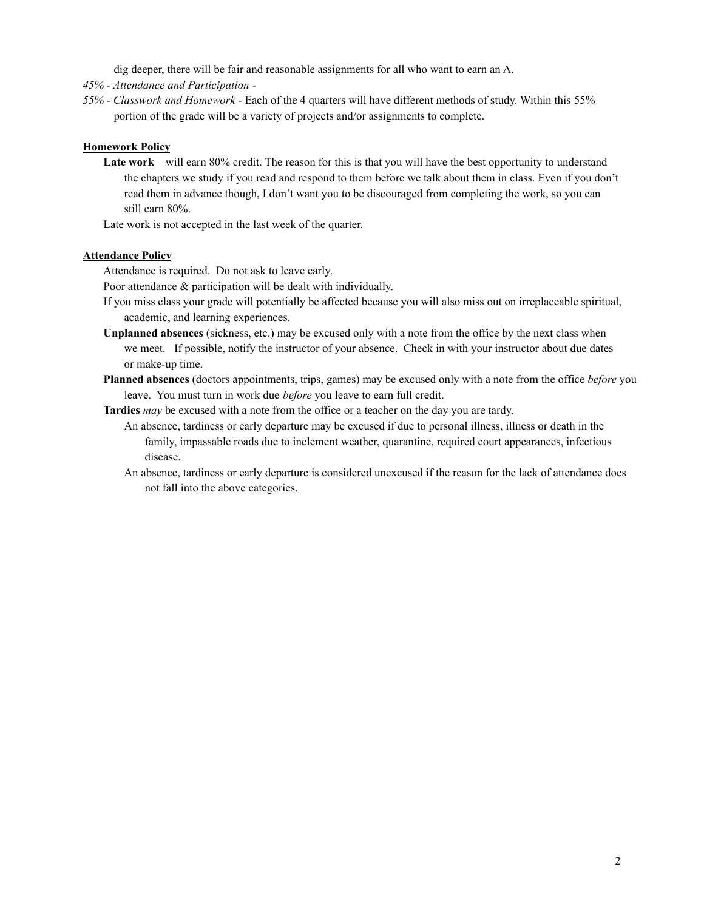dig deeper, there will be fair and reasonable assignments for all who want to earn an A.

*45% - Attendance and Participation -*

*55% - Classwork and Homework* - Each of the 4 quarters will have different methods of study. Within this 55% portion of the grade will be a variety of projects and/or assignments to complete.

**Homework Policy**

**Late work**—will earn 80% credit. The reason for this is that you will have the best opportunity to understand the chapters we study if you read and respond to them before we talk about them in class. Even if you don't read them in advance though, I don't want you to be discouraged from completing the work, so you can still earn 80%.

Late work is not accepted in the last week of the quarter.

**Attendance Policy**

Attendance is required. Do not ask to leave early.

Poor attendance & participation will be dealt with individually.

If you miss class your grade will potentially be affected because you will also miss out on irreplaceable spiritual, academic, and learning experiences.

**Unplanned absences** (sickness, etc.) may be excused only with a note from the office by the next class when we meet. If possible, notify the instructor of your absence. Check in with your instructor about due dates or make-up time.

**Planned absences** (doctors appointments, trips, games) may be excused only with a note from the office *before* you leave. You must turn in work due *before* you leave to earn full credit.

**Tardies** *may* be excused with a note from the office or a teacher on the day you are tardy.

An absence, tardiness or early departure may be excused if due to personal illness, illness or death in the family, impassable roads due to inclement weather, quarantine, required court appearances, infectious disease.

An absence, tardiness or early departure is considered unexcused if the reason for the lack of attendance does not fall into the above categories.